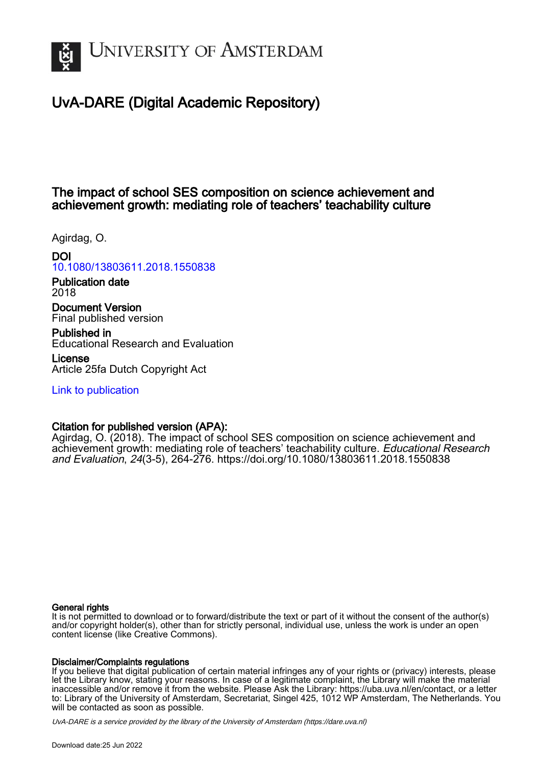# University of Amsterdam

## UvA-DARE (Digital Academic Repository)

### The impact of school SES composition on science achievement and achievement growth: mediating role of teachers' teachability culture

Agirdag, O.

**DOI**
10.1080/13803611.2018.1550838

**Publication date**
2018

**Document Version**
Final published version

**Published in**
Educational Research and Evaluation

**License**
Article 25fa Dutch Copyright Act

Link to publication

**Citation for published version (APA):**
Agirdag, O. (2018). The impact of school SES composition on science achievement and achievement growth: mediating role of teachers' teachability culture. *Educational Research and Evaluation*, *24*(3-5), 264-276. https://doi.org/10.1080/13803611.2018.1550838

**General rights**
It is not permitted to download or to forward/distribute the text or part of it without the consent of the author(s) and/or copyright holder(s), other than for strictly personal, individual use, unless the work is under an open content license (like Creative Commons).

**Disclaimer/Complaints regulations**
If you believe that digital publication of certain material infringes any of your rights or (privacy) interests, please let the Library know, stating your reasons. In case of a legitimate complaint, the Library will make the material inaccessible and/or remove it from the website. Please Ask the Library: https://uba.uva.nl/en/contact, or a letter to: Library of the University of Amsterdam, Secretariat, Singel 425, 1012 WP Amsterdam, The Netherlands. You will be contacted as soon as possible.

*UvA-DARE is a service provided by the library of the University of Amsterdam (https://dare.uva.nl)*

Download date:25 Jun 2022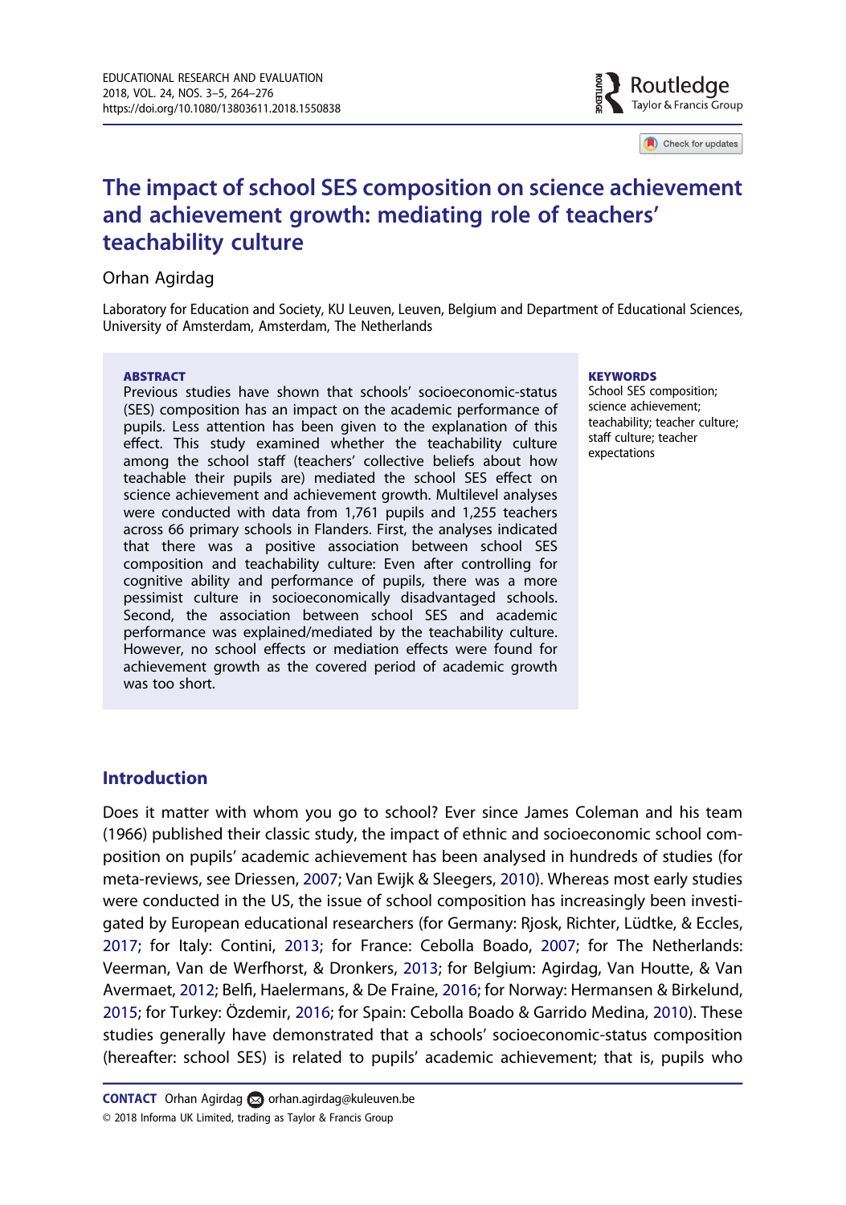# The impact of school SES composition on science achievement and achievement growth: mediating role of teachers' teachability culture

Orhan Agirdag

Laboratory for Education and Society, KU Leuven, Leuven, Belgium and Department of Educational Sciences, University of Amsterdam, Amsterdam, The Netherlands

**ABSTRACT**

Previous studies have shown that schools' socioeconomic-status (SES) composition has an impact on the academic performance of pupils. Less attention has been given to the explanation of this effect. This study examined whether the teachability culture among the school staff (teachers' collective beliefs about how teachable their pupils are) mediated the school SES effect on science achievement and achievement growth. Multilevel analyses were conducted with data from 1,761 pupils and 1,255 teachers across 66 primary schools in Flanders. First, the analyses indicated that there was a positive association between school SES composition and teachability culture: Even after controlling for cognitive ability and performance of pupils, there was a more pessimist culture in socioeconomically disadvantaged schools. Second, the association between school SES and academic performance was explained/mediated by the teachability culture. However, no school effects or mediation effects were found for achievement growth as the covered period of academic growth was too short.

**KEYWORDS**

School SES composition; science achievement; teachability; teacher culture; staff culture; teacher expectations

## Introduction

Does it matter with whom you go to school? Ever since James Coleman and his team (1966) published their classic study, the impact of ethnic and socioeconomic school composition on pupils' academic achievement has been analysed in hundreds of studies (for meta-reviews, see Driessen, 2007; Van Ewijk & Sleegers, 2010). Whereas most early studies were conducted in the US, the issue of school composition has increasingly been investigated by European educational researchers (for Germany: Rjosk, Richter, Lüdtke, & Eccles, 2017; for Italy: Contini, 2013; for France: Cebolla Boado, 2007; for The Netherlands: Veerman, Van de Werfhorst, & Dronkers, 2013; for Belgium: Agirdag, Van Houtte, & Van Avermaet, 2012; Belfi, Haelermans, & De Fraine, 2016; for Norway: Hermansen & Birkelund, 2015; for Turkey: Özdemir, 2016; for Spain: Cebolla Boado & Garrido Medina, 2010). These studies generally have demonstrated that a schools' socioeconomic-status composition (hereafter: school SES) is related to pupils' academic achievement; that is, pupils who

**CONTACT** Orhan Agirdag orhan.agirdag@kuleuven.be

© 2018 Informa UK Limited, trading as Taylor & Francis Group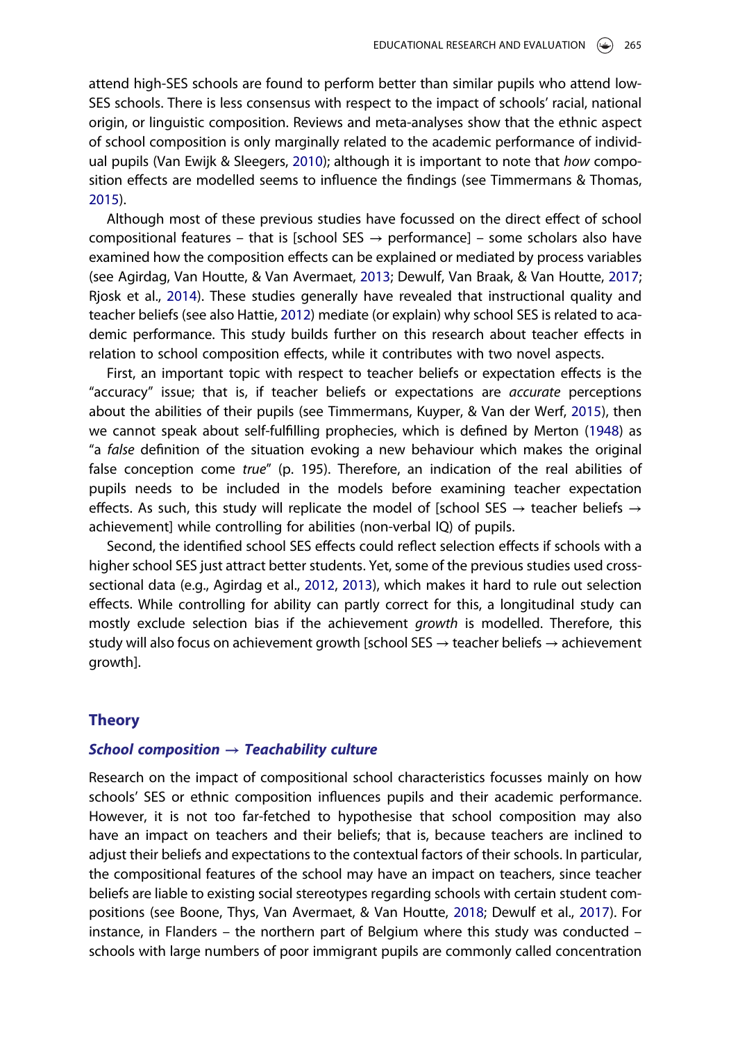attend high-SES schools are found to perform better than similar pupils who attend low-SES schools. There is less consensus with respect to the impact of schools' racial, national origin, or linguistic composition. Reviews and meta-analyses show that the ethnic aspect of school composition is only marginally related to the academic performance of individual pupils (Van Ewijk & Sleegers, 2010); although it is important to note that *how* composition effects are modelled seems to influence the findings (see Timmermans & Thomas, 2015).

Although most of these previous studies have focussed on the direct effect of school compositional features – that is [school SES → performance] – some scholars also have examined how the composition effects can be explained or mediated by process variables (see Agirdag, Van Houtte, & Van Avermaet, 2013; Dewulf, Van Braak, & Van Houtte, 2017; Rjosk et al., 2014). These studies generally have revealed that instructional quality and teacher beliefs (see also Hattie, 2012) mediate (or explain) why school SES is related to academic performance. This study builds further on this research about teacher effects in relation to school composition effects, while it contributes with two novel aspects.

First, an important topic with respect to teacher beliefs or expectation effects is the "accuracy" issue; that is, if teacher beliefs or expectations are *accurate* perceptions about the abilities of their pupils (see Timmermans, Kuyper, & Van der Werf, 2015), then we cannot speak about self-fulfilling prophecies, which is defined by Merton (1948) as "a *false* definition of the situation evoking a new behaviour which makes the original false conception come *true*" (p. 195). Therefore, an indication of the real abilities of pupils needs to be included in the models before examining teacher expectation effects. As such, this study will replicate the model of [school SES → teacher beliefs → achievement] while controlling for abilities (non-verbal IQ) of pupils.

Second, the identified school SES effects could reflect selection effects if schools with a higher school SES just attract better students. Yet, some of the previous studies used cross-sectional data (e.g., Agirdag et al., 2012, 2013), which makes it hard to rule out selection effects. While controlling for ability can partly correct for this, a longitudinal study can mostly exclude selection bias if the achievement *growth* is modelled. Therefore, this study will also focus on achievement growth [school SES → teacher beliefs → achievement growth].

## Theory

### *School composition → Teachability culture*

Research on the impact of compositional school characteristics focusses mainly on how schools' SES or ethnic composition influences pupils and their academic performance. However, it is not too far-fetched to hypothesise that school composition may also have an impact on teachers and their beliefs; that is, because teachers are inclined to adjust their beliefs and expectations to the contextual factors of their schools. In particular, the compositional features of the school may have an impact on teachers, since teacher beliefs are liable to existing social stereotypes regarding schools with certain student compositions (see Boone, Thys, Van Avermaet, & Van Houtte, 2018; Dewulf et al., 2017). For instance, in Flanders – the northern part of Belgium where this study was conducted – schools with large numbers of poor immigrant pupils are commonly called concentration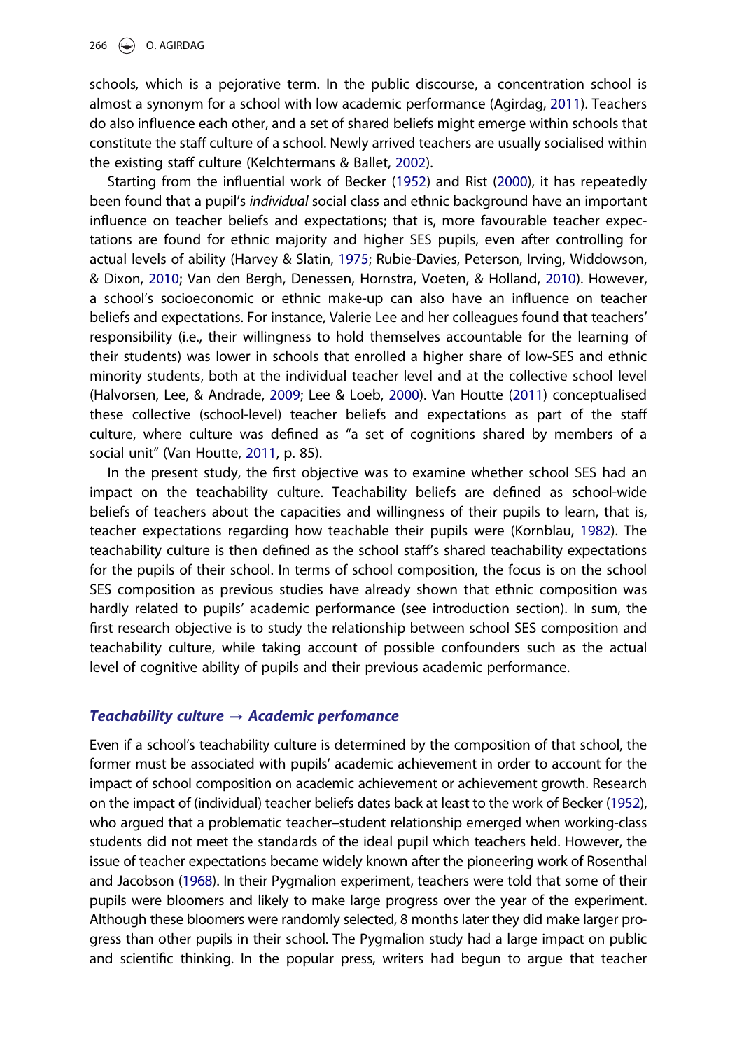schools, which is a pejorative term. In the public discourse, a concentration school is almost a synonym for a school with low academic performance (Agirdag, 2011). Teachers do also influence each other, and a set of shared beliefs might emerge within schools that constitute the staff culture of a school. Newly arrived teachers are usually socialised within the existing staff culture (Kelchtermans & Ballet, 2002).

Starting from the influential work of Becker (1952) and Rist (2000), it has repeatedly been found that a pupil's *individual* social class and ethnic background have an important influence on teacher beliefs and expectations; that is, more favourable teacher expectations are found for ethnic majority and higher SES pupils, even after controlling for actual levels of ability (Harvey & Slatin, 1975; Rubie-Davies, Peterson, Irving, Widdowson, & Dixon, 2010; Van den Bergh, Denessen, Hornstra, Voeten, & Holland, 2010). However, a school's socioeconomic or ethnic make-up can also have an influence on teacher beliefs and expectations. For instance, Valerie Lee and her colleagues found that teachers' responsibility (i.e., their willingness to hold themselves accountable for the learning of their students) was lower in schools that enrolled a higher share of low-SES and ethnic minority students, both at the individual teacher level and at the collective school level (Halvorsen, Lee, & Andrade, 2009; Lee & Loeb, 2000). Van Houtte (2011) conceptualised these collective (school-level) teacher beliefs and expectations as part of the staff culture, where culture was defined as "a set of cognitions shared by members of a social unit" (Van Houtte, 2011, p. 85).

In the present study, the first objective was to examine whether school SES had an impact on the teachability culture. Teachability beliefs are defined as school-wide beliefs of teachers about the capacities and willingness of their pupils to learn, that is, teacher expectations regarding how teachable their pupils were (Kornblau, 1982). The teachability culture is then defined as the school staff's shared teachability expectations for the pupils of their school. In terms of school composition, the focus is on the school SES composition as previous studies have already shown that ethnic composition was hardly related to pupils' academic performance (see introduction section). In sum, the first research objective is to study the relationship between school SES composition and teachability culture, while taking account of possible confounders such as the actual level of cognitive ability of pupils and their previous academic performance.

### *Teachability culture → Academic perfomance*

Even if a school's teachability culture is determined by the composition of that school, the former must be associated with pupils' academic achievement in order to account for the impact of school composition on academic achievement or achievement growth. Research on the impact of (individual) teacher beliefs dates back at least to the work of Becker (1952), who argued that a problematic teacher–student relationship emerged when working-class students did not meet the standards of the ideal pupil which teachers held. However, the issue of teacher expectations became widely known after the pioneering work of Rosenthal and Jacobson (1968). In their Pygmalion experiment, teachers were told that some of their pupils were bloomers and likely to make large progress over the year of the experiment. Although these bloomers were randomly selected, 8 months later they did make larger progress than other pupils in their school. The Pygmalion study had a large impact on public and scientific thinking. In the popular press, writers had begun to argue that teacher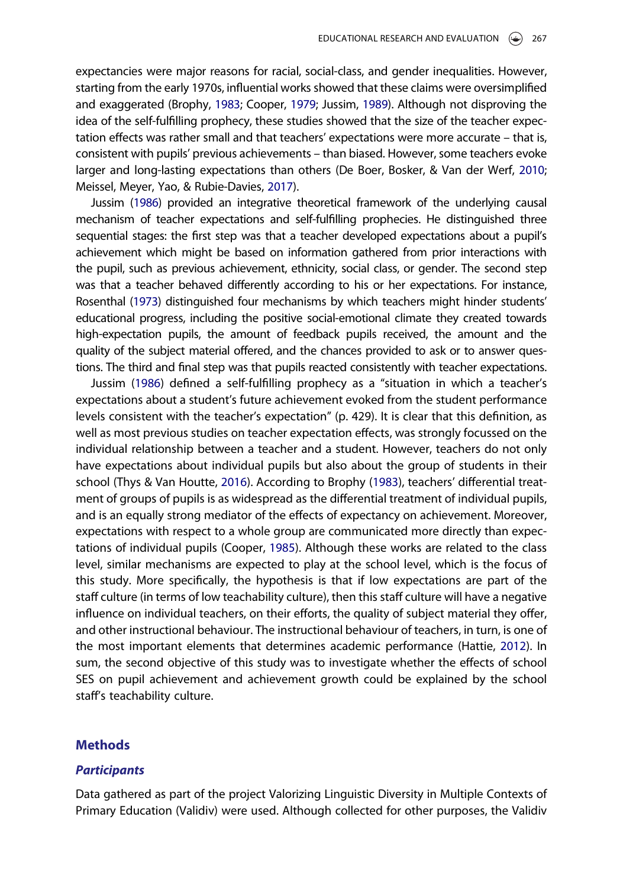expectancies were major reasons for racial, social-class, and gender inequalities. However, starting from the early 1970s, influential works showed that these claims were oversimplified and exaggerated (Brophy, 1983; Cooper, 1979; Jussim, 1989). Although not disproving the idea of the self-fulfilling prophecy, these studies showed that the size of the teacher expectation effects was rather small and that teachers' expectations were more accurate – that is, consistent with pupils' previous achievements – than biased. However, some teachers evoke larger and long-lasting expectations than others (De Boer, Bosker, & Van der Werf, 2010; Meissel, Meyer, Yao, & Rubie-Davies, 2017).

Jussim (1986) provided an integrative theoretical framework of the underlying causal mechanism of teacher expectations and self-fulfilling prophecies. He distinguished three sequential stages: the first step was that a teacher developed expectations about a pupil's achievement which might be based on information gathered from prior interactions with the pupil, such as previous achievement, ethnicity, social class, or gender. The second step was that a teacher behaved differently according to his or her expectations. For instance, Rosenthal (1973) distinguished four mechanisms by which teachers might hinder students' educational progress, including the positive social-emotional climate they created towards high-expectation pupils, the amount of feedback pupils received, the amount and the quality of the subject material offered, and the chances provided to ask or to answer questions. The third and final step was that pupils reacted consistently with teacher expectations.

Jussim (1986) defined a self-fulfilling prophecy as a "situation in which a teacher's expectations about a student's future achievement evoked from the student performance levels consistent with the teacher's expectation" (p. 429). It is clear that this definition, as well as most previous studies on teacher expectation effects, was strongly focussed on the individual relationship between a teacher and a student. However, teachers do not only have expectations about individual pupils but also about the group of students in their school (Thys & Van Houtte, 2016). According to Brophy (1983), teachers' differential treatment of groups of pupils is as widespread as the differential treatment of individual pupils, and is an equally strong mediator of the effects of expectancy on achievement. Moreover, expectations with respect to a whole group are communicated more directly than expectations of individual pupils (Cooper, 1985). Although these works are related to the class level, similar mechanisms are expected to play at the school level, which is the focus of this study. More specifically, the hypothesis is that if low expectations are part of the staff culture (in terms of low teachability culture), then this staff culture will have a negative influence on individual teachers, on their efforts, the quality of subject material they offer, and other instructional behaviour. The instructional behaviour of teachers, in turn, is one of the most important elements that determines academic performance (Hattie, 2012). In sum, the second objective of this study was to investigate whether the effects of school SES on pupil achievement and achievement growth could be explained by the school staff's teachability culture.

## Methods

### *Participants*

Data gathered as part of the project Valorizing Linguistic Diversity in Multiple Contexts of Primary Education (Validiv) were used. Although collected for other purposes, the Validiv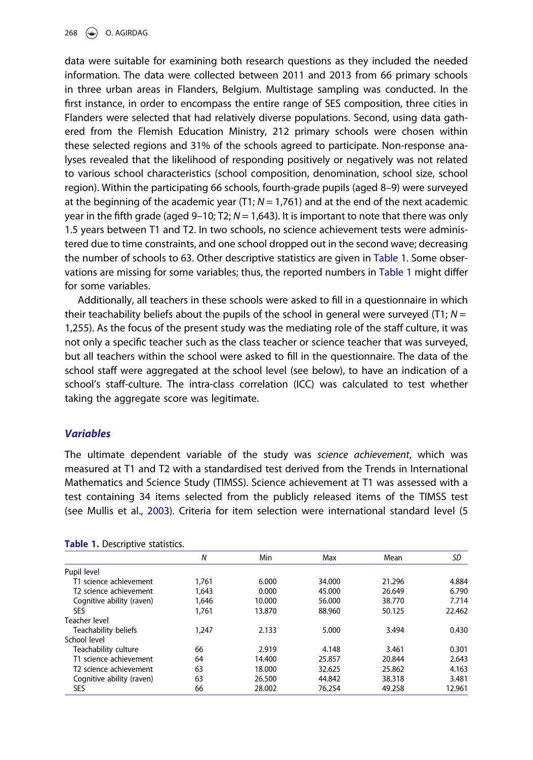data were suitable for examining both research questions as they included the needed information. The data were collected between 2011 and 2013 from 66 primary schools in three urban areas in Flanders, Belgium. Multistage sampling was conducted. In the first instance, in order to encompass the entire range of SES composition, three cities in Flanders were selected that had relatively diverse populations. Second, using data gathered from the Flemish Education Ministry, 212 primary schools were chosen within these selected regions and 31% of the schools agreed to participate. Non-response analyses revealed that the likelihood of responding positively or negatively was not related to various school characteristics (school composition, denomination, school size, school region). Within the participating 66 schools, fourth-grade pupils (aged 8–9) were surveyed at the beginning of the academic year (T1; $N = 1{,}761$) and at the end of the next academic year in the fifth grade (aged 9–10; T2; $N = 1{,}643$). It is important to note that there was only 1.5 years between T1 and T2. In two schools, no science achievement tests were administered due to time constraints, and one school dropped out in the second wave; decreasing the number of schools to 63. Other descriptive statistics are given in Table 1. Some observations are missing for some variables; thus, the reported numbers in Table 1 might differ for some variables.

Additionally, all teachers in these schools were asked to fill in a questionnaire in which their teachability beliefs about the pupils of the school in general were surveyed (T1; $N = 1{,}255$). As the focus of the present study was the mediating role of the staff culture, it was not only a specific teacher such as the class teacher or science teacher that was surveyed, but all teachers within the school were asked to fill in the questionnaire. The data of the school staff were aggregated at the school level (see below), to have an indication of a school's staff-culture. The intra-class correlation (ICC) was calculated to test whether taking the aggregate score was legitimate.

### *Variables*

The ultimate dependent variable of the study was *science achievement*, which was measured at T1 and T2 with a standardised test derived from the Trends in International Mathematics and Science Study (TIMSS). Science achievement at T1 was assessed with a test containing 34 items selected from the publicly released items of the TIMSS test (see Mullis et al., 2003). Criteria for item selection were international standard level (5

**Table 1.** Descriptive statistics.

| | *N* | Min | Max | Mean | *SD* |
|---|---|---|---|---|---|
| Pupil level | | | | | |
| T1 science achievement | 1,761 | 6.000 | 34.000 | 21.296 | 4.884 |
| T2 science achievement | 1,643 | 0.000 | 45.000 | 26.649 | 6.790 |
| Cognitive ability (raven) | 1,646 | 10.000 | 56.000 | 38.770 | 7.714 |
| SES | 1,761 | 13.870 | 88.960 | 50.125 | 22.462 |
| Teacher level | | | | | |
| Teachability beliefs | 1,247 | 2.133 | 5.000 | 3.494 | 0.430 |
| School level | | | | | |
| Teachability culture | 66 | 2.919 | 4.148 | 3.461 | 0.301 |
| T1 science achievement | 64 | 14.400 | 25.857 | 20.844 | 2.643 |
| T2 science achievement | 63 | 18.000 | 32.625 | 25.862 | 4.163 |
| Cognitive ability (raven) | 63 | 26.500 | 44.842 | 38.318 | 3.481 |
| SES | 66 | 28.002 | 76.254 | 49.258 | 12.961 |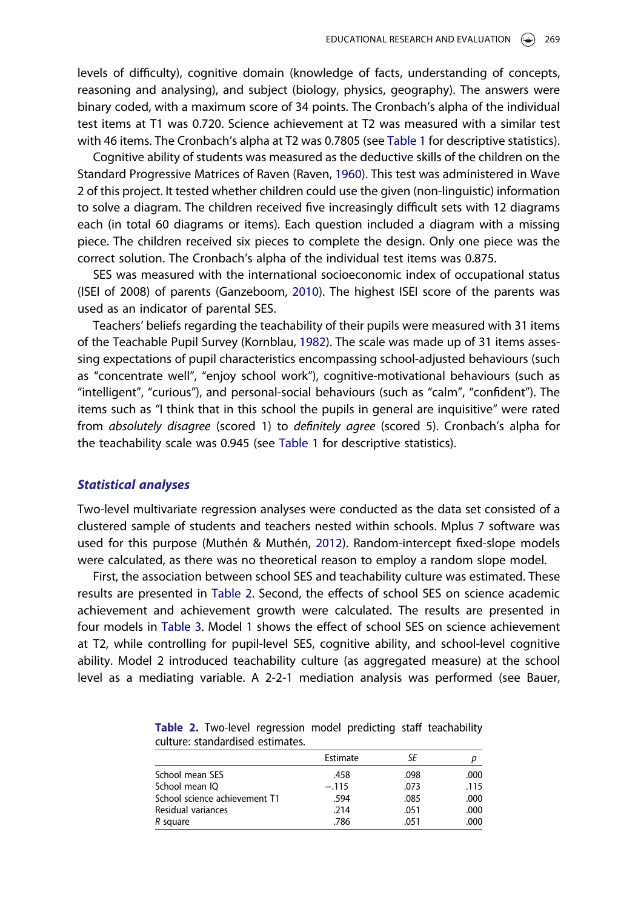levels of difficulty), cognitive domain (knowledge of facts, understanding of concepts, reasoning and analysing), and subject (biology, physics, geography). The answers were binary coded, with a maximum score of 34 points. The Cronbach's alpha of the individual test items at T1 was 0.720. Science achievement at T2 was measured with a similar test with 46 items. The Cronbach's alpha at T2 was 0.7805 (see Table 1 for descriptive statistics).

Cognitive ability of students was measured as the deductive skills of the children on the Standard Progressive Matrices of Raven (Raven, 1960). This test was administered in Wave 2 of this project. It tested whether children could use the given (non-linguistic) information to solve a diagram. The children received five increasingly difficult sets with 12 diagrams each (in total 60 diagrams or items). Each question included a diagram with a missing piece. The children received six pieces to complete the design. Only one piece was the correct solution. The Cronbach's alpha of the individual test items was 0.875.

SES was measured with the international socioeconomic index of occupational status (ISEI of 2008) of parents (Ganzeboom, 2010). The highest ISEI score of the parents was used as an indicator of parental SES.

Teachers' beliefs regarding the teachability of their pupils were measured with 31 items of the Teachable Pupil Survey (Kornblau, 1982). The scale was made up of 31 items assessing expectations of pupil characteristics encompassing school-adjusted behaviours (such as "concentrate well", "enjoy school work"), cognitive-motivational behaviours (such as "intelligent", "curious"), and personal-social behaviours (such as "calm", "confident"). The items such as "I think that in this school the pupils in general are inquisitive" were rated from *absolutely disagree* (scored 1) to *definitely agree* (scored 5). Cronbach's alpha for the teachability scale was 0.945 (see Table 1 for descriptive statistics).

### *Statistical analyses*

Two-level multivariate regression analyses were conducted as the data set consisted of a clustered sample of students and teachers nested within schools. Mplus 7 software was used for this purpose (Muthén & Muthén, 2012). Random-intercept fixed-slope models were calculated, as there was no theoretical reason to employ a random slope model.

First, the association between school SES and teachability culture was estimated. These results are presented in Table 2. Second, the effects of school SES on science academic achievement and achievement growth were calculated. The results are presented in four models in Table 3. Model 1 shows the effect of school SES on science achievement at T2, while controlling for pupil-level SES, cognitive ability, and school-level cognitive ability. Model 2 introduced teachability culture (as aggregated measure) at the school level as a mediating variable. A 2-2-1 mediation analysis was performed (see Bauer,

**Table 2.** Two-level regression model predicting staff teachability culture: standardised estimates.

| | Estimate | *SE* | *p* |
|---|---|---|---|
| School mean SES | .458 | .098 | .000 |
| School mean IQ | −.115 | .073 | .115 |
| School science achievement T1 | .594 | .085 | .000 |
| Residual variances | .214 | .051 | .000 |
| *R* square | .786 | .051 | .000 |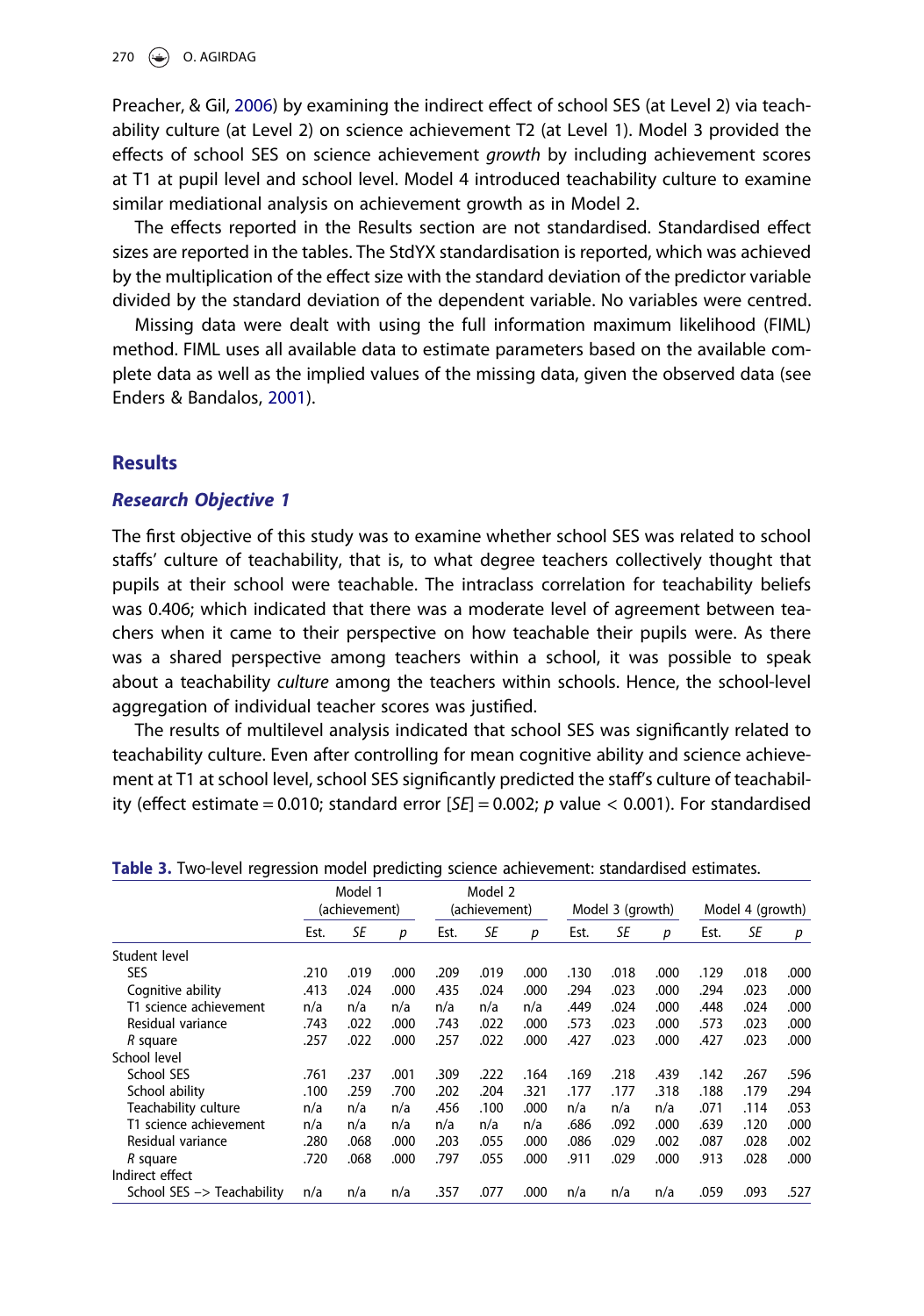Preacher, & Gil, 2006) by examining the indirect effect of school SES (at Level 2) via teachability culture (at Level 2) on science achievement T2 (at Level 1). Model 3 provided the effects of school SES on science achievement *growth* by including achievement scores at T1 at pupil level and school level. Model 4 introduced teachability culture to examine similar mediational analysis on achievement growth as in Model 2.

The effects reported in the Results section are not standardised. Standardised effect sizes are reported in the tables. The StdYX standardisation is reported, which was achieved by the multiplication of the effect size with the standard deviation of the predictor variable divided by the standard deviation of the dependent variable. No variables were centred.

Missing data were dealt with using the full information maximum likelihood (FIML) method. FIML uses all available data to estimate parameters based on the available complete data as well as the implied values of the missing data, given the observed data (see Enders & Bandalos, 2001).

## Results

### *Research Objective 1*

The first objective of this study was to examine whether school SES was related to school staffs' culture of teachability, that is, to what degree teachers collectively thought that pupils at their school were teachable. The intraclass correlation for teachability beliefs was 0.406; which indicated that there was a moderate level of agreement between teachers when it came to their perspective on how teachable their pupils were. As there was a shared perspective among teachers within a school, it was possible to speak about a teachability *culture* among the teachers within schools. Hence, the school-level aggregation of individual teacher scores was justified.

The results of multilevel analysis indicated that school SES was significantly related to teachability culture. Even after controlling for mean cognitive ability and science achievement at T1 at school level, school SES significantly predicted the staff's culture of teachability (effect estimate = 0.010; standard error [*SE*] = 0.002; *p* value < 0.001). For standardised

**Table 3.** Two-level regression model predicting science achievement: standardised estimates.

| | Model 1 (achievement) | | | Model 2 (achievement) | | | Model 3 (growth) | | | Model 4 (growth) | | |
|---|---|---|---|---|---|---|---|---|---|---|---|---|
| | Est. | *SE* | *p* | Est. | *SE* | *p* | Est. | *SE* | *p* | Est. | *SE* | *p* |
| Student level | | | | | | | | | | | | |
| SES | .210 | .019 | .000 | .209 | .019 | .000 | .130 | .018 | .000 | .129 | .018 | .000 |
| Cognitive ability | .413 | .024 | .000 | .435 | .024 | .000 | .294 | .023 | .000 | .294 | .023 | .000 |
| T1 science achievement | n/a | n/a | n/a | n/a | n/a | n/a | .449 | .024 | .000 | .448 | .024 | .000 |
| Residual variance | .743 | .022 | .000 | .743 | .022 | .000 | .573 | .023 | .000 | .573 | .023 | .000 |
| *R* square | .257 | .022 | .000 | .257 | .022 | .000 | .427 | .023 | .000 | .427 | .023 | .000 |
| School level | | | | | | | | | | | | |
| School SES | .761 | .237 | .001 | .309 | .222 | .164 | .169 | .218 | .439 | .142 | .267 | .596 |
| School ability | .100 | .259 | .700 | .202 | .204 | .321 | .177 | .177 | .318 | .188 | .179 | .294 |
| Teachability culture | n/a | n/a | n/a | .456 | .100 | .000 | n/a | n/a | n/a | .071 | .114 | .053 |
| T1 science achievement | n/a | n/a | n/a | n/a | n/a | n/a | .686 | .092 | .000 | .639 | .120 | .000 |
| Residual variance | .280 | .068 | .000 | .203 | .055 | .000 | .086 | .029 | .002 | .087 | .028 | .002 |
| *R* square | .720 | .068 | .000 | .797 | .055 | .000 | .911 | .029 | .000 | .913 | .028 | .000 |
| Indirect effect | | | | | | | | | | | | |
| School SES –> Teachability | n/a | n/a | n/a | .357 | .077 | .000 | n/a | n/a | n/a | .059 | .093 | .527 |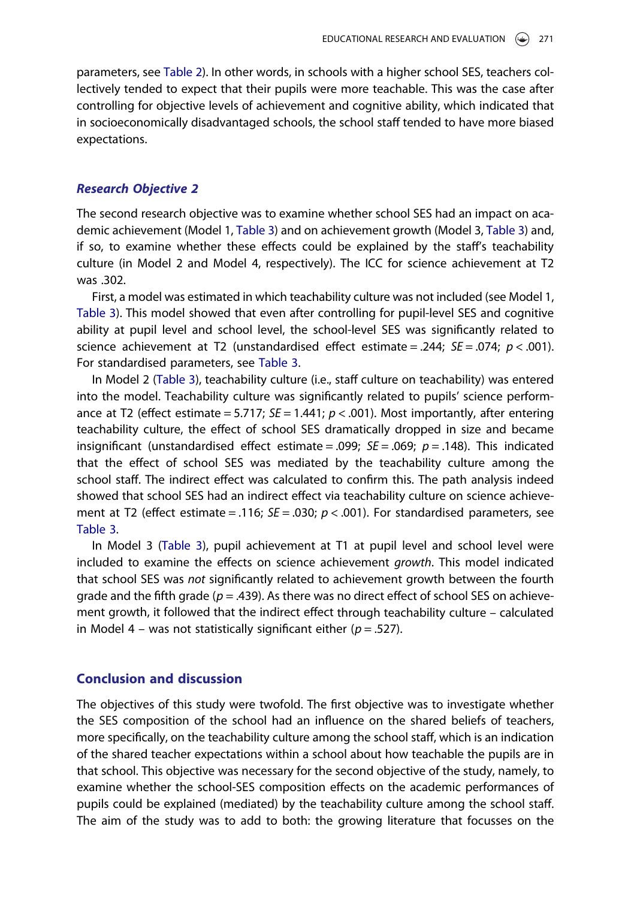parameters, see Table 2). In other words, in schools with a higher school SES, teachers collectively tended to expect that their pupils were more teachable. This was the case after controlling for objective levels of achievement and cognitive ability, which indicated that in socioeconomically disadvantaged schools, the school staff tended to have more biased expectations.

### *Research Objective 2*

The second research objective was to examine whether school SES had an impact on academic achievement (Model 1, Table 3) and on achievement growth (Model 3, Table 3) and, if so, to examine whether these effects could be explained by the staff's teachability culture (in Model 2 and Model 4, respectively). The ICC for science achievement at T2 was .302.

First, a model was estimated in which teachability culture was not included (see Model 1, Table 3). This model showed that even after controlling for pupil-level SES and cognitive ability at pupil level and school level, the school-level SES was significantly related to science achievement at T2 (unstandardised effect estimate = .244; $SE$ = .074; $p$ < .001). For standardised parameters, see Table 3.

In Model 2 (Table 3), teachability culture (i.e., staff culture on teachability) was entered into the model. Teachability culture was significantly related to pupils' science performance at T2 (effect estimate = 5.717; $SE$ = 1.441; $p$ < .001). Most importantly, after entering teachability culture, the effect of school SES dramatically dropped in size and became insignificant (unstandardised effect estimate = .099; $SE$ = .069; $p$ = .148). This indicated that the effect of school SES was mediated by the teachability culture among the school staff. The indirect effect was calculated to confirm this. The path analysis indeed showed that school SES had an indirect effect via teachability culture on science achievement at T2 (effect estimate = .116; $SE$ = .030; $p$ < .001). For standardised parameters, see Table 3.

In Model 3 (Table 3), pupil achievement at T1 at pupil level and school level were included to examine the effects on science achievement *growth*. This model indicated that school SES was *not* significantly related to achievement growth between the fourth grade and the fifth grade ($p$ = .439). As there was no direct effect of school SES on achievement growth, it followed that the indirect effect through teachability culture – calculated in Model 4 – was not statistically significant either ($p$ = .527).

## Conclusion and discussion

The objectives of this study were twofold. The first objective was to investigate whether the SES composition of the school had an influence on the shared beliefs of teachers, more specifically, on the teachability culture among the school staff, which is an indication of the shared teacher expectations within a school about how teachable the pupils are in that school. This objective was necessary for the second objective of the study, namely, to examine whether the school-SES composition effects on the academic performances of pupils could be explained (mediated) by the teachability culture among the school staff. The aim of the study was to add to both: the growing literature that focusses on the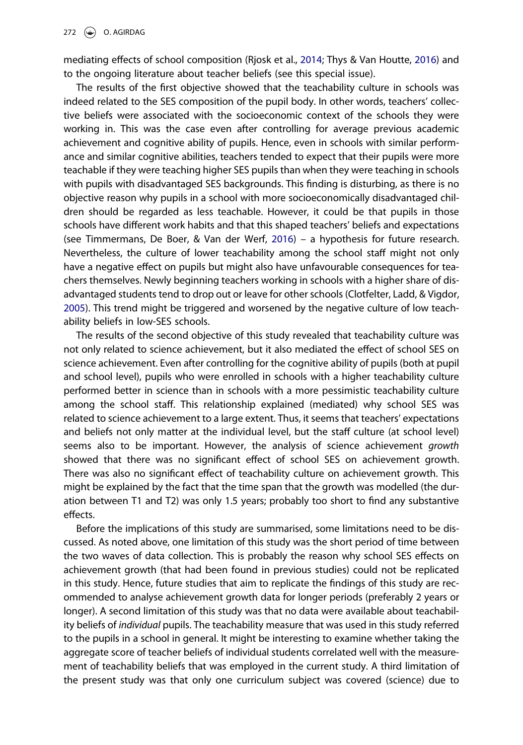mediating effects of school composition (Rjosk et al., 2014; Thys & Van Houtte, 2016) and to the ongoing literature about teacher beliefs (see this special issue).

The results of the first objective showed that the teachability culture in schools was indeed related to the SES composition of the pupil body. In other words, teachers' collective beliefs were associated with the socioeconomic context of the schools they were working in. This was the case even after controlling for average previous academic achievement and cognitive ability of pupils. Hence, even in schools with similar performance and similar cognitive abilities, teachers tended to expect that their pupils were more teachable if they were teaching higher SES pupils than when they were teaching in schools with pupils with disadvantaged SES backgrounds. This finding is disturbing, as there is no objective reason why pupils in a school with more socioeconomically disadvantaged children should be regarded as less teachable. However, it could be that pupils in those schools have different work habits and that this shaped teachers' beliefs and expectations (see Timmermans, De Boer, & Van der Werf, 2016) – a hypothesis for future research. Nevertheless, the culture of lower teachability among the school staff might not only have a negative effect on pupils but might also have unfavourable consequences for teachers themselves. Newly beginning teachers working in schools with a higher share of disadvantaged students tend to drop out or leave for other schools (Clotfelter, Ladd, & Vigdor, 2005). This trend might be triggered and worsened by the negative culture of low teachability beliefs in low-SES schools.

The results of the second objective of this study revealed that teachability culture was not only related to science achievement, but it also mediated the effect of school SES on science achievement. Even after controlling for the cognitive ability of pupils (both at pupil and school level), pupils who were enrolled in schools with a higher teachability culture performed better in science than in schools with a more pessimistic teachability culture among the school staff. This relationship explained (mediated) why school SES was related to science achievement to a large extent. Thus, it seems that teachers' expectations and beliefs not only matter at the individual level, but the staff culture (at school level) seems also to be important. However, the analysis of science achievement *growth* showed that there was no significant effect of school SES on achievement growth. There was also no significant effect of teachability culture on achievement growth. This might be explained by the fact that the time span that the growth was modelled (the duration between T1 and T2) was only 1.5 years; probably too short to find any substantive effects.

Before the implications of this study are summarised, some limitations need to be discussed. As noted above, one limitation of this study was the short period of time between the two waves of data collection. This is probably the reason why school SES effects on achievement growth (that had been found in previous studies) could not be replicated in this study. Hence, future studies that aim to replicate the findings of this study are recommended to analyse achievement growth data for longer periods (preferably 2 years or longer). A second limitation of this study was that no data were available about teachability beliefs of *individual* pupils. The teachability measure that was used in this study referred to the pupils in a school in general. It might be interesting to examine whether taking the aggregate score of teacher beliefs of individual students correlated well with the measurement of teachability beliefs that was employed in the current study. A third limitation of the present study was that only one curriculum subject was covered (science) due to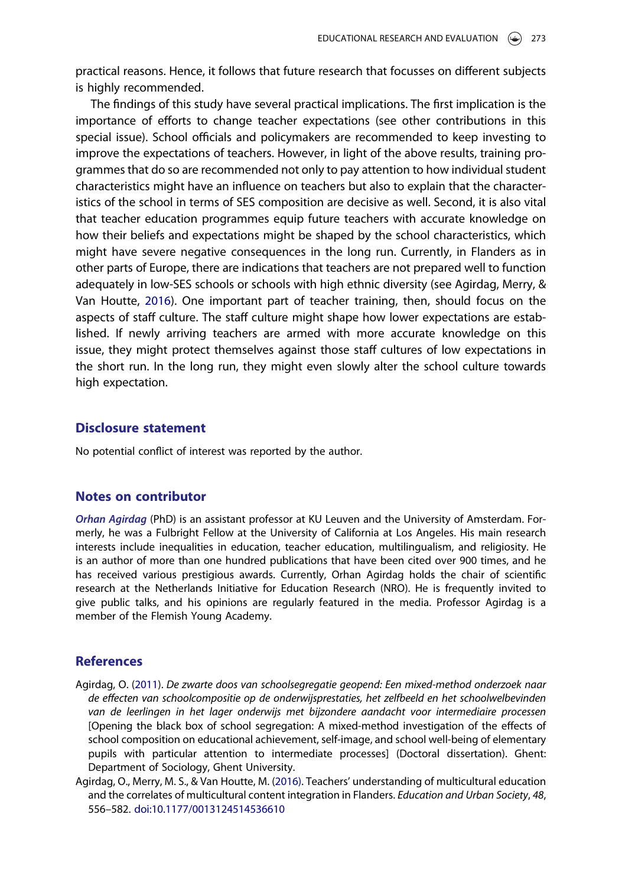practical reasons. Hence, it follows that future research that focusses on different subjects is highly recommended.

The findings of this study have several practical implications. The first implication is the importance of efforts to change teacher expectations (see other contributions in this special issue). School officials and policymakers are recommended to keep investing to improve the expectations of teachers. However, in light of the above results, training programmes that do so are recommended not only to pay attention to how individual student characteristics might have an influence on teachers but also to explain that the characteristics of the school in terms of SES composition are decisive as well. Second, it is also vital that teacher education programmes equip future teachers with accurate knowledge on how their beliefs and expectations might be shaped by the school characteristics, which might have severe negative consequences in the long run. Currently, in Flanders as in other parts of Europe, there are indications that teachers are not prepared well to function adequately in low-SES schools or schools with high ethnic diversity (see Agirdag, Merry, & Van Houtte, 2016). One important part of teacher training, then, should focus on the aspects of staff culture. The staff culture might shape how lower expectations are established. If newly arriving teachers are armed with more accurate knowledge on this issue, they might protect themselves against those staff cultures of low expectations in the short run. In the long run, they might even slowly alter the school culture towards high expectation.

## Disclosure statement

No potential conflict of interest was reported by the author.

## Notes on contributor

***Orhan Agirdag*** (PhD) is an assistant professor at KU Leuven and the University of Amsterdam. Formerly, he was a Fulbright Fellow at the University of California at Los Angeles. His main research interests include inequalities in education, teacher education, multilingualism, and religiosity. He is an author of more than one hundred publications that have been cited over 900 times, and he has received various prestigious awards. Currently, Orhan Agirdag holds the chair of scientific research at the Netherlands Initiative for Education Research (NRO). He is frequently invited to give public talks, and his opinions are regularly featured in the media. Professor Agirdag is a member of the Flemish Young Academy.

## References

Agirdag, O. (2011). *De zwarte doos van schoolsegregatie geopend: Een mixed-method onderzoek naar de effecten van schoolcompositie op de onderwijsprestaties, het zelfbeeld en het schoolwelbevinden van de leerlingen in het lager onderwijs met bijzondere aandacht voor intermediaire processen* [Opening the black box of school segregation: A mixed-method investigation of the effects of school composition on educational achievement, self-image, and school well-being of elementary pupils with particular attention to intermediate processes] (Doctoral dissertation). Ghent: Department of Sociology, Ghent University.

Agirdag, O., Merry, M. S., & Van Houtte, M. (2016). Teachers' understanding of multicultural education and the correlates of multicultural content integration in Flanders. *Education and Urban Society*, *48*, 556–582. doi:10.1177/0013124514536610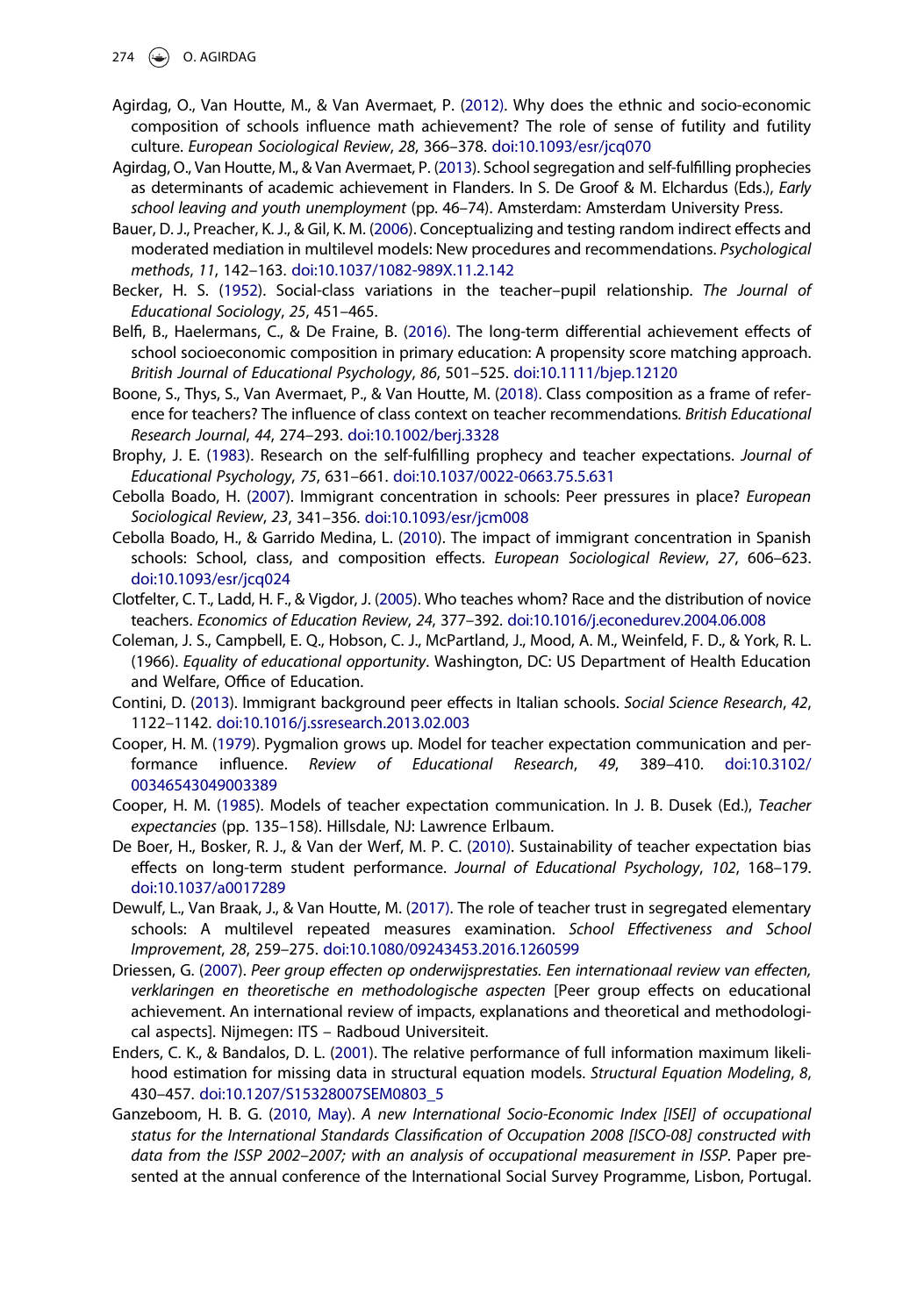Agirdag, O., Van Houtte, M., & Van Avermaet, P. (2012). Why does the ethnic and socio-economic composition of schools influence math achievement? The role of sense of futility and futility culture. *European Sociological Review*, *28*, 366–378. doi:10.1093/esr/jcq070

Agirdag, O., Van Houtte, M., & Van Avermaet, P. (2013). School segregation and self-fulfilling prophecies as determinants of academic achievement in Flanders. In S. De Groof & M. Elchardus (Eds.), *Early school leaving and youth unemployment* (pp. 46–74). Amsterdam: Amsterdam University Press.

Bauer, D. J., Preacher, K. J., & Gil, K. M. (2006). Conceptualizing and testing random indirect effects and moderated mediation in multilevel models: New procedures and recommendations. *Psychological methods*, *11*, 142–163. doi:10.1037/1082-989X.11.2.142

Becker, H. S. (1952). Social-class variations in the teacher–pupil relationship. *The Journal of Educational Sociology*, *25*, 451–465.

Belfi, B., Haelermans, C., & De Fraine, B. (2016). The long-term differential achievement effects of school socioeconomic composition in primary education: A propensity score matching approach. *British Journal of Educational Psychology*, *86*, 501–525. doi:10.1111/bjep.12120

Boone, S., Thys, S., Van Avermaet, P., & Van Houtte, M. (2018). Class composition as a frame of reference for teachers? The influence of class context on teacher recommendations. *British Educational Research Journal*, *44*, 274–293. doi:10.1002/berj.3328

Brophy, J. E. (1983). Research on the self-fulfilling prophecy and teacher expectations. *Journal of Educational Psychology*, *75*, 631–661. doi:10.1037/0022-0663.75.5.631

Cebolla Boado, H. (2007). Immigrant concentration in schools: Peer pressures in place? *European Sociological Review*, *23*, 341–356. doi:10.1093/esr/jcm008

Cebolla Boado, H., & Garrido Medina, L. (2010). The impact of immigrant concentration in Spanish schools: School, class, and composition effects. *European Sociological Review*, *27*, 606–623. doi:10.1093/esr/jcq024

Clotfelter, C. T., Ladd, H. F., & Vigdor, J. (2005). Who teaches whom? Race and the distribution of novice teachers. *Economics of Education Review*, *24*, 377–392. doi:10.1016/j.econedurev.2004.06.008

Coleman, J. S., Campbell, E. Q., Hobson, C. J., McPartland, J., Mood, A. M., Weinfeld, F. D., & York, R. L. (1966). *Equality of educational opportunity*. Washington, DC: US Department of Health Education and Welfare, Office of Education.

Contini, D. (2013). Immigrant background peer effects in Italian schools. *Social Science Research*, *42*, 1122–1142. doi:10.1016/j.ssresearch.2013.02.003

Cooper, H. M. (1979). Pygmalion grows up. Model for teacher expectation communication and performance influence. *Review of Educational Research*, *49*, 389–410. doi:10.3102/00346543049003389

Cooper, H. M. (1985). Models of teacher expectation communication. In J. B. Dusek (Ed.), *Teacher expectancies* (pp. 135–158). Hillsdale, NJ: Lawrence Erlbaum.

De Boer, H., Bosker, R. J., & Van der Werf, M. P. C. (2010). Sustainability of teacher expectation bias effects on long-term student performance. *Journal of Educational Psychology*, *102*, 168–179. doi:10.1037/a0017289

Dewulf, L., Van Braak, J., & Van Houtte, M. (2017). The role of teacher trust in segregated elementary schools: A multilevel repeated measures examination. *School Effectiveness and School Improvement*, *28*, 259–275. doi:10.1080/09243453.2016.1260599

Driessen, G. (2007). *Peer group effecten op onderwijsprestaties. Een internationaal review van effecten, verklaringen en theoretische en methodologische aspecten* [Peer group effects on educational achievement. An international review of impacts, explanations and theoretical and methodological aspects]. Nijmegen: ITS – Radboud Universiteit.

Enders, C. K., & Bandalos, D. L. (2001). The relative performance of full information maximum likelihood estimation for missing data in structural equation models. *Structural Equation Modeling*, *8*, 430–457. doi:10.1207/S15328007SEM0803_5

Ganzeboom, H. B. G. (2010, May). *A new International Socio-Economic Index [ISEI] of occupational status for the International Standards Classification of Occupation 2008 [ISCO-08] constructed with data from the ISSP 2002–2007; with an analysis of occupational measurement in ISSP*. Paper presented at the annual conference of the International Social Survey Programme, Lisbon, Portugal.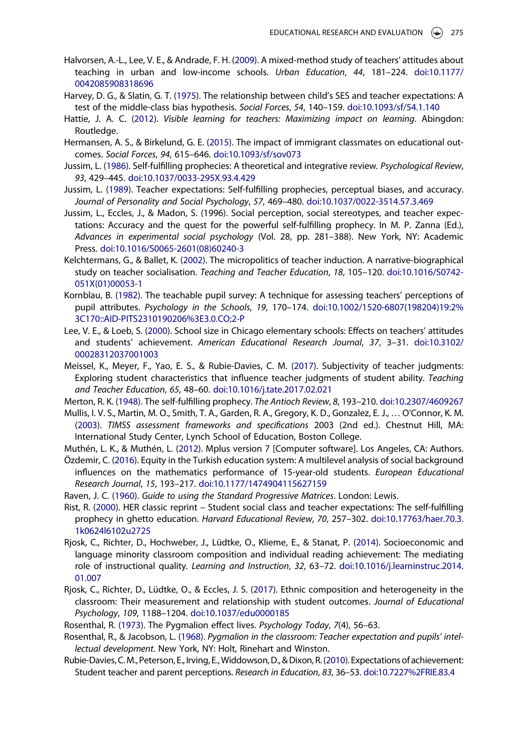Halvorsen, A.-L., Lee, V. E., & Andrade, F. H. (2009). A mixed-method study of teachers' attitudes about teaching in urban and low-income schools. *Urban Education*, *44*, 181–224. doi:10.1177/0042085908318696

Harvey, D. G., & Slatin, G. T. (1975). The relationship between child's SES and teacher expectations: A test of the middle-class bias hypothesis. *Social Forces*, *54*, 140–159. doi:10.1093/sf/54.1.140

Hattie, J. A. C. (2012). *Visible learning for teachers: Maximizing impact on learning*. Abingdon: Routledge.

Hermansen, A. S., & Birkelund, G. E. (2015). The impact of immigrant classmates on educational outcomes. *Social Forces*, *94*, 615–646. doi:10.1093/sf/sov073

Jussim, L. (1986). Self-fulfilling prophecies: A theoretical and integrative review. *Psychological Review*, *93*, 429–445. doi:10.1037/0033-295X.93.4.429

Jussim, L. (1989). Teacher expectations: Self-fulfilling prophecies, perceptual biases, and accuracy. *Journal of Personality and Social Psychology*, *57*, 469–480. doi:10.1037/0022-3514.57.3.469

Jussim, L., Eccles, J., & Madon, S. (1996). Social perception, social stereotypes, and teacher expectations: Accuracy and the quest for the powerful self-fulfilling prophecy. In M. P. Zanna (Ed.), *Advances in experimental social psychology* (Vol. 28, pp. 281–388). New York, NY: Academic Press. doi:10.1016/S0065-2601(08)60240-3

Kelchtermans, G., & Ballet, K. (2002). The micropolitics of teacher induction. A narrative-biographical study on teacher socialisation. *Teaching and Teacher Education*, *18*, 105–120. doi:10.1016/S0742-051X(01)00053-1

Kornblau, B. (1982). The teachable pupil survey: A technique for assessing teachers' perceptions of pupil attributes. *Psychology in the Schools*, *19*, 170–174. doi:10.1002/1520-6807(198204)19:2%3C170::AID-PITS2310190206%3E3.0.CO;2-P

Lee, V. E., & Loeb, S. (2000). School size in Chicago elementary schools: Effects on teachers' attitudes and students' achievement. *American Educational Research Journal*, *37*, 3–31. doi:10.3102/00028312037001003

Meissel, K., Meyer, F., Yao, E. S., & Rubie-Davies, C. M. (2017). Subjectivity of teacher judgments: Exploring student characteristics that influence teacher judgments of student ability. *Teaching and Teacher Education*, *65*, 48–60. doi:10.1016/j.tate.2017.02.021

Merton, R. K. (1948). The self-fulfilling prophecy. *The Antioch Review*, *8*, 193–210. doi:10.2307/4609267

Mullis, I. V. S., Martin, M. O., Smith, T. A., Garden, R. A., Gregory, K. D., Gonzalez, E. J., … O'Connor, K. M. (2003). *TIMSS assessment frameworks and specifications* 2003 (2nd ed.). Chestnut Hill, MA: International Study Center, Lynch School of Education, Boston College.

Muthén, L. K., & Muthén, L. (2012). Mplus version 7 [Computer software]. Los Angeles, CA: Authors.

Özdemir, C. (2016). Equity in the Turkish education system: A multilevel analysis of social background influences on the mathematics performance of 15-year-old students. *European Educational Research Journal*, *15*, 193–217. doi:10.1177/1474904115627159

Raven, J. C. (1960). *Guide to using the Standard Progressive Matrices*. London: Lewis.

Rist, R. (2000). HER classic reprint – Student social class and teacher expectations: The self-fulfilling prophecy in ghetto education. *Harvard Educational Review*, *70*, 257–302. doi:10.17763/haer.70.3.1k0624l6102u2725

Rjosk, C., Richter, D., Hochweber, J., Lüdtke, O., Klieme, E., & Stanat, P. (2014). Socioeconomic and language minority classroom composition and individual reading achievement: The mediating role of instructional quality. *Learning and Instruction*, *32*, 63–72. doi:10.1016/j.learninstruc.2014.01.007

Rjosk, C., Richter, D., Lüdtke, O., & Eccles, J. S. (2017). Ethnic composition and heterogeneity in the classroom: Their measurement and relationship with student outcomes. *Journal of Educational Psychology*, *109*, 1188–1204. doi:10.1037/edu0000185

Rosenthal, R. (1973). The Pygmalion effect lives. *Psychology Today*, *7*(4), 56–63.

Rosenthal, R., & Jacobson, L. (1968). *Pygmalion in the classroom: Teacher expectation and pupils' intellectual development*. New York, NY: Holt, Rinehart and Winston.

Rubie-Davies, C. M., Peterson, E., Irving, E., Widdowson, D., & Dixon, R. (2010). Expectations of achievement: Student teacher and parent perceptions. *Research in Education*, *83*, 36–53. doi:10.7227%2FRIE.83.4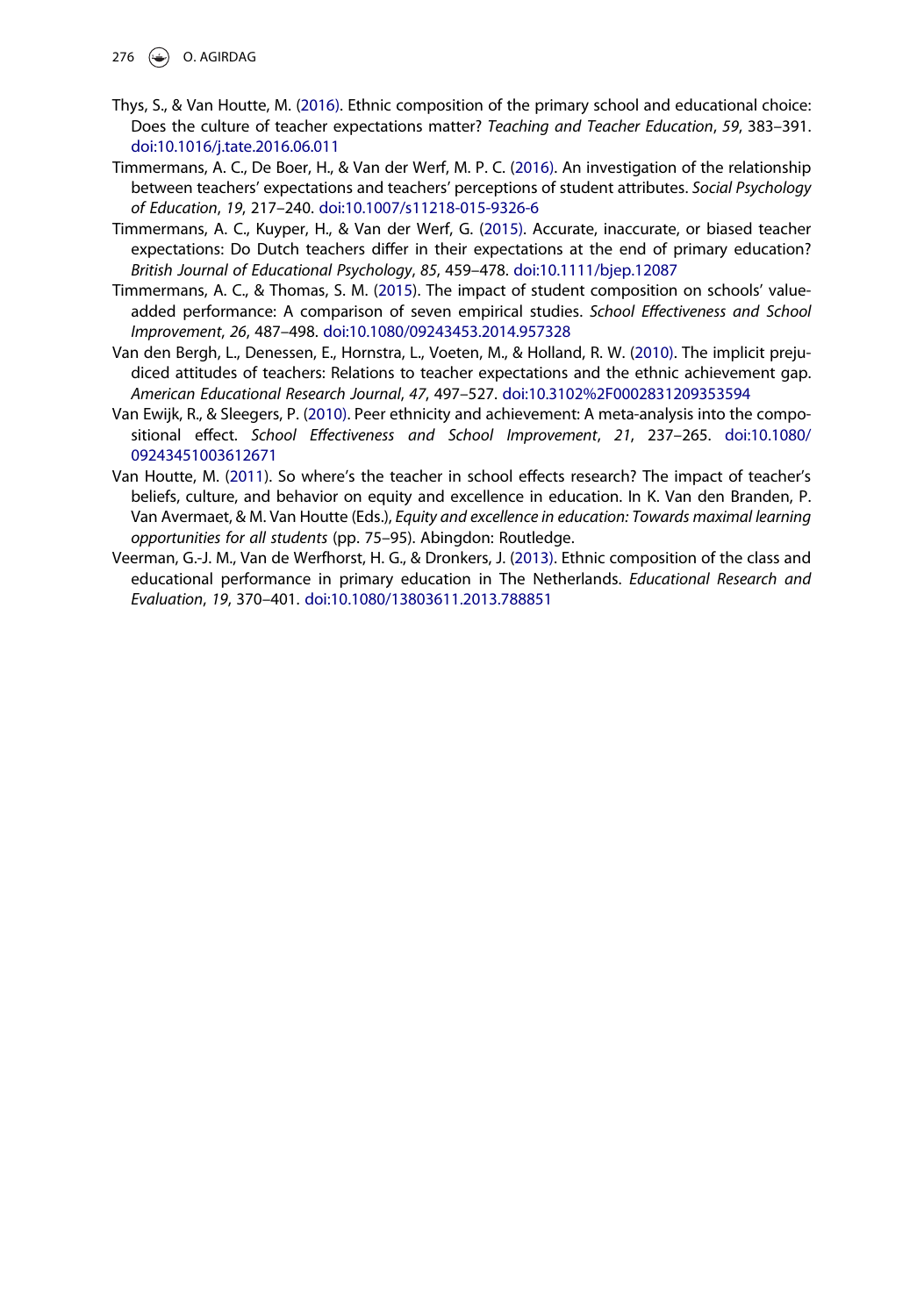Thys, S., & Van Houtte, M. (2016). Ethnic composition of the primary school and educational choice: Does the culture of teacher expectations matter? *Teaching and Teacher Education*, *59*, 383–391. doi:10.1016/j.tate.2016.06.011

Timmermans, A. C., De Boer, H., & Van der Werf, M. P. C. (2016). An investigation of the relationship between teachers' expectations and teachers' perceptions of student attributes. *Social Psychology of Education*, *19*, 217–240. doi:10.1007/s11218-015-9326-6

Timmermans, A. C., Kuyper, H., & Van der Werf, G. (2015). Accurate, inaccurate, or biased teacher expectations: Do Dutch teachers differ in their expectations at the end of primary education? *British Journal of Educational Psychology*, *85*, 459–478. doi:10.1111/bjep.12087

Timmermans, A. C., & Thomas, S. M. (2015). The impact of student composition on schools' value-added performance: A comparison of seven empirical studies. *School Effectiveness and School Improvement*, *26*, 487–498. doi:10.1080/09243453.2014.957328

Van den Bergh, L., Denessen, E., Hornstra, L., Voeten, M., & Holland, R. W. (2010). The implicit prejudiced attitudes of teachers: Relations to teacher expectations and the ethnic achievement gap. *American Educational Research Journal*, *47*, 497–527. doi:10.3102%2F0002831209353594

Van Ewijk, R., & Sleegers, P. (2010). Peer ethnicity and achievement: A meta-analysis into the compositional effect. *School Effectiveness and School Improvement*, *21*, 237–265. doi:10.1080/09243451003612671

Van Houtte, M. (2011). So where's the teacher in school effects research? The impact of teacher's beliefs, culture, and behavior on equity and excellence in education. In K. Van den Branden, P. Van Avermaet, & M. Van Houtte (Eds.), *Equity and excellence in education: Towards maximal learning opportunities for all students* (pp. 75–95). Abingdon: Routledge.

Veerman, G.-J. M., Van de Werfhorst, H. G., & Dronkers, J. (2013). Ethnic composition of the class and educational performance in primary education in The Netherlands. *Educational Research and Evaluation*, *19*, 370–401. doi:10.1080/13803611.2013.788851